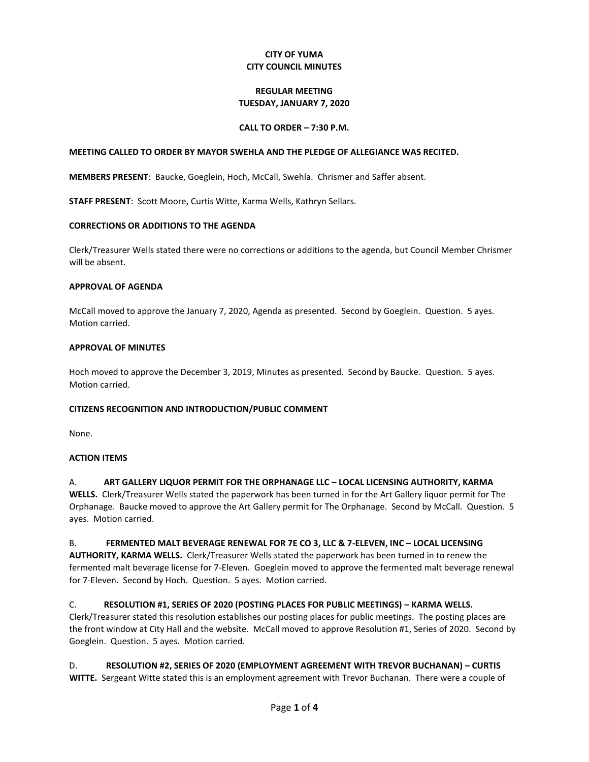**CITY OF YUMA**
**CITY COUNCIL MINUTES**

**REGULAR MEETING**
**TUESDAY, JANUARY 7, 2020**

**CALL TO ORDER – 7:30 P.M.**

**MEETING CALLED TO ORDER BY MAYOR SWEHLA AND THE PLEDGE OF ALLEGIANCE WAS RECITED.**

**MEMBERS PRESENT**: Baucke, Goeglein, Hoch, McCall, Swehla. Chrismer and Saffer absent.

**STAFF PRESENT**: Scott Moore, Curtis Witte, Karma Wells, Kathryn Sellars.

**CORRECTIONS OR ADDITIONS TO THE AGENDA**

Clerk/Treasurer Wells stated there were no corrections or additions to the agenda, but Council Member Chrismer will be absent.

**APPROVAL OF AGENDA**

McCall moved to approve the January 7, 2020, Agenda as presented. Second by Goeglein. Question. 5 ayes. Motion carried.

**APPROVAL OF MINUTES**

Hoch moved to approve the December 3, 2019, Minutes as presented. Second by Baucke. Question. 5 ayes. Motion carried.

**CITIZENS RECOGNITION AND INTRODUCTION/PUBLIC COMMENT**

None.

**ACTION ITEMS**

A. **ART GALLERY LIQUOR PERMIT FOR THE ORPHANAGE LLC – LOCAL LICENSING AUTHORITY, KARMA WELLS.** Clerk/Treasurer Wells stated the paperwork has been turned in for the Art Gallery liquor permit for The Orphanage. Baucke moved to approve the Art Gallery permit for The Orphanage. Second by McCall. Question. 5 ayes. Motion carried.

B. **FERMENTED MALT BEVERAGE RENEWAL FOR 7E CO 3, LLC & 7-ELEVEN, INC – LOCAL LICENSING AUTHORITY, KARMA WELLS.** Clerk/Treasurer Wells stated the paperwork has been turned in to renew the fermented malt beverage license for 7-Eleven. Goeglein moved to approve the fermented malt beverage renewal for 7-Eleven. Second by Hoch. Question. 5 ayes. Motion carried.

C. **RESOLUTION #1, SERIES OF 2020 (POSTING PLACES FOR PUBLIC MEETINGS) – KARMA WELLS.** Clerk/Treasurer stated this resolution establishes our posting places for public meetings. The posting places are the front window at City Hall and the website. McCall moved to approve Resolution #1, Series of 2020. Second by Goeglein. Question. 5 ayes. Motion carried.

D. **RESOLUTION #2, SERIES OF 2020 (EMPLOYMENT AGREEMENT WITH TREVOR BUCHANAN) – CURTIS WITTE.** Sergeant Witte stated this is an employment agreement with Trevor Buchanan. There were a couple of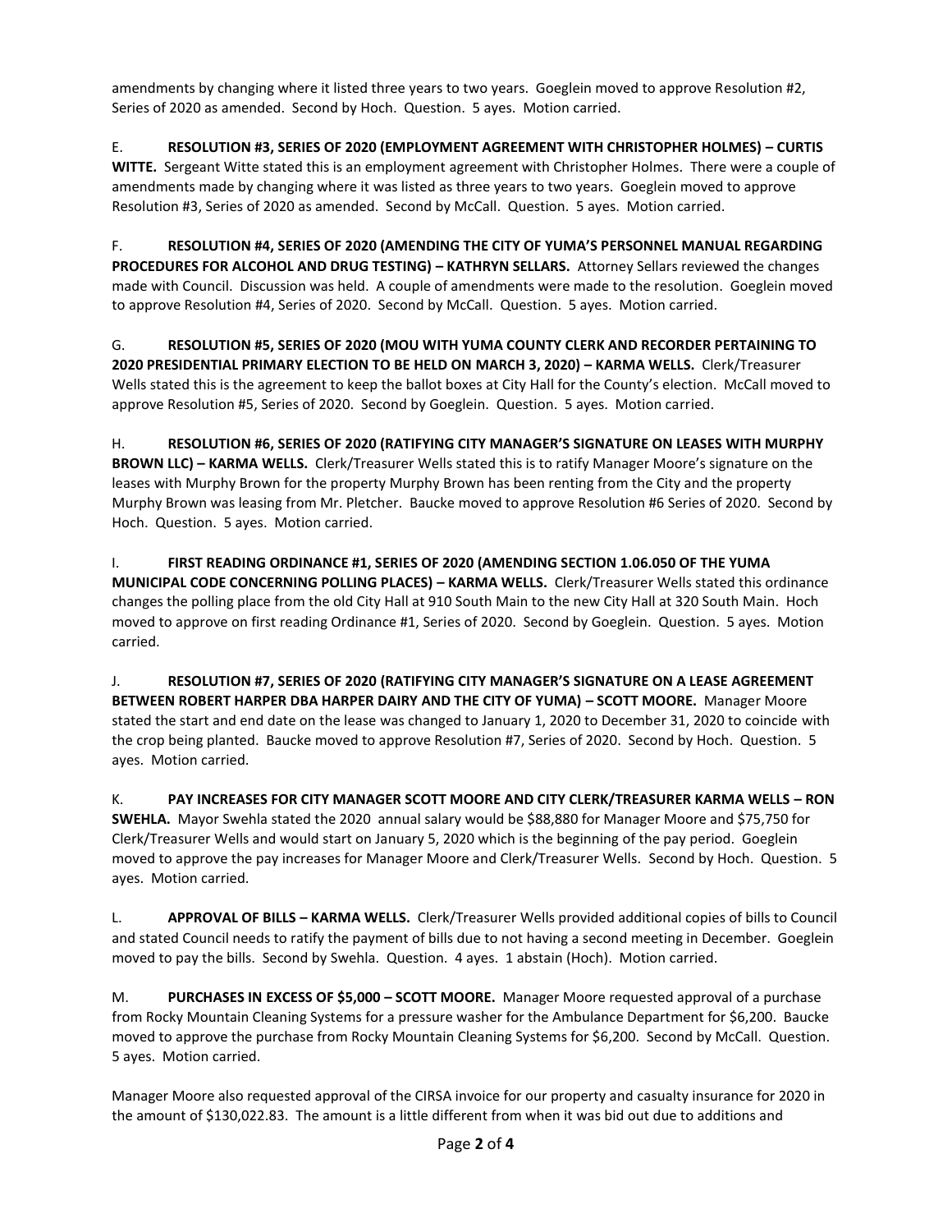amendments by changing where it listed three years to two years. Goeglein moved to approve Resolution #2, Series of 2020 as amended. Second by Hoch. Question. 5 ayes. Motion carried.

E. **RESOLUTION #3, SERIES OF 2020 (EMPLOYMENT AGREEMENT WITH CHRISTOPHER HOLMES) – CURTIS WITTE.** Sergeant Witte stated this is an employment agreement with Christopher Holmes. There were a couple of amendments made by changing where it was listed as three years to two years. Goeglein moved to approve Resolution #3, Series of 2020 as amended. Second by McCall. Question. 5 ayes. Motion carried.

F. **RESOLUTION #4, SERIES OF 2020 (AMENDING THE CITY OF YUMA'S PERSONNEL MANUAL REGARDING PROCEDURES FOR ALCOHOL AND DRUG TESTING) – KATHRYN SELLARS.** Attorney Sellars reviewed the changes made with Council. Discussion was held. A couple of amendments were made to the resolution. Goeglein moved to approve Resolution #4, Series of 2020. Second by McCall. Question. 5 ayes. Motion carried.

G. **RESOLUTION #5, SERIES OF 2020 (MOU WITH YUMA COUNTY CLERK AND RECORDER PERTAINING TO 2020 PRESIDENTIAL PRIMARY ELECTION TO BE HELD ON MARCH 3, 2020) – KARMA WELLS.** Clerk/Treasurer Wells stated this is the agreement to keep the ballot boxes at City Hall for the County's election. McCall moved to approve Resolution #5, Series of 2020. Second by Goeglein. Question. 5 ayes. Motion carried.

H. **RESOLUTION #6, SERIES OF 2020 (RATIFYING CITY MANAGER'S SIGNATURE ON LEASES WITH MURPHY BROWN LLC) – KARMA WELLS.** Clerk/Treasurer Wells stated this is to ratify Manager Moore's signature on the leases with Murphy Brown for the property Murphy Brown has been renting from the City and the property Murphy Brown was leasing from Mr. Pletcher. Baucke moved to approve Resolution #6 Series of 2020. Second by Hoch. Question. 5 ayes. Motion carried.

I. **FIRST READING ORDINANCE #1, SERIES OF 2020 (AMENDING SECTION 1.06.050 OF THE YUMA MUNICIPAL CODE CONCERNING POLLING PLACES) – KARMA WELLS.** Clerk/Treasurer Wells stated this ordinance changes the polling place from the old City Hall at 910 South Main to the new City Hall at 320 South Main. Hoch moved to approve on first reading Ordinance #1, Series of 2020. Second by Goeglein. Question. 5 ayes. Motion carried.

J. **RESOLUTION #7, SERIES OF 2020 (RATIFYING CITY MANAGER'S SIGNATURE ON A LEASE AGREEMENT BETWEEN ROBERT HARPER DBA HARPER DAIRY AND THE CITY OF YUMA) – SCOTT MOORE.** Manager Moore stated the start and end date on the lease was changed to January 1, 2020 to December 31, 2020 to coincide with the crop being planted. Baucke moved to approve Resolution #7, Series of 2020. Second by Hoch. Question. 5 ayes. Motion carried.

K. **PAY INCREASES FOR CITY MANAGER SCOTT MOORE AND CITY CLERK/TREASURER KARMA WELLS – RON SWEHLA.** Mayor Swehla stated the 2020 annual salary would be $88,880 for Manager Moore and $75,750 for Clerk/Treasurer Wells and would start on January 5, 2020 which is the beginning of the pay period. Goeglein moved to approve the pay increases for Manager Moore and Clerk/Treasurer Wells. Second by Hoch. Question. 5 ayes. Motion carried.

L. **APPROVAL OF BILLS – KARMA WELLS.** Clerk/Treasurer Wells provided additional copies of bills to Council and stated Council needs to ratify the payment of bills due to not having a second meeting in December. Goeglein moved to pay the bills. Second by Swehla. Question. 4 ayes. 1 abstain (Hoch). Motion carried.

M. **PURCHASES IN EXCESS OF $5,000 – SCOTT MOORE.** Manager Moore requested approval of a purchase from Rocky Mountain Cleaning Systems for a pressure washer for the Ambulance Department for $6,200. Baucke moved to approve the purchase from Rocky Mountain Cleaning Systems for $6,200. Second by McCall. Question. 5 ayes. Motion carried.

Manager Moore also requested approval of the CIRSA invoice for our property and casualty insurance for 2020 in the amount of $130,022.83. The amount is a little different from when it was bid out due to additions and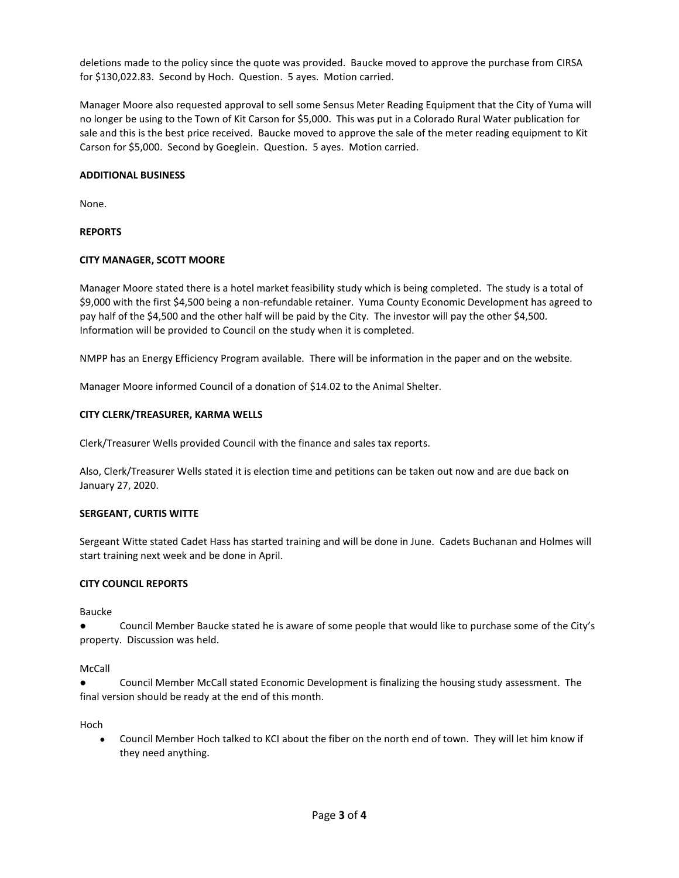deletions made to the policy since the quote was provided. Baucke moved to approve the purchase from CIRSA for $130,022.83. Second by Hoch. Question. 5 ayes. Motion carried.

Manager Moore also requested approval to sell some Sensus Meter Reading Equipment that the City of Yuma will no longer be using to the Town of Kit Carson for $5,000. This was put in a Colorado Rural Water publication for sale and this is the best price received. Baucke moved to approve the sale of the meter reading equipment to Kit Carson for $5,000. Second by Goeglein. Question. 5 ayes. Motion carried.

**ADDITIONAL BUSINESS**

None.

**REPORTS**

**CITY MANAGER, SCOTT MOORE**

Manager Moore stated there is a hotel market feasibility study which is being completed. The study is a total of $9,000 with the first $4,500 being a non-refundable retainer. Yuma County Economic Development has agreed to pay half of the $4,500 and the other half will be paid by the City. The investor will pay the other $4,500. Information will be provided to Council on the study when it is completed.

NMPP has an Energy Efficiency Program available. There will be information in the paper and on the website.

Manager Moore informed Council of a donation of $14.02 to the Animal Shelter.

**CITY CLERK/TREASURER, KARMA WELLS**

Clerk/Treasurer Wells provided Council with the finance and sales tax reports.

Also, Clerk/Treasurer Wells stated it is election time and petitions can be taken out now and are due back on January 27, 2020.

**SERGEANT, CURTIS WITTE**

Sergeant Witte stated Cadet Hass has started training and will be done in June. Cadets Buchanan and Holmes will start training next week and be done in April.

**CITY COUNCIL REPORTS**

Baucke

- Council Member Baucke stated he is aware of some people that would like to purchase some of the City's property. Discussion was held.

McCall

- Council Member McCall stated Economic Development is finalizing the housing study assessment. The final version should be ready at the end of this month.

Hoch

- Council Member Hoch talked to KCI about the fiber on the north end of town. They will let him know if they need anything.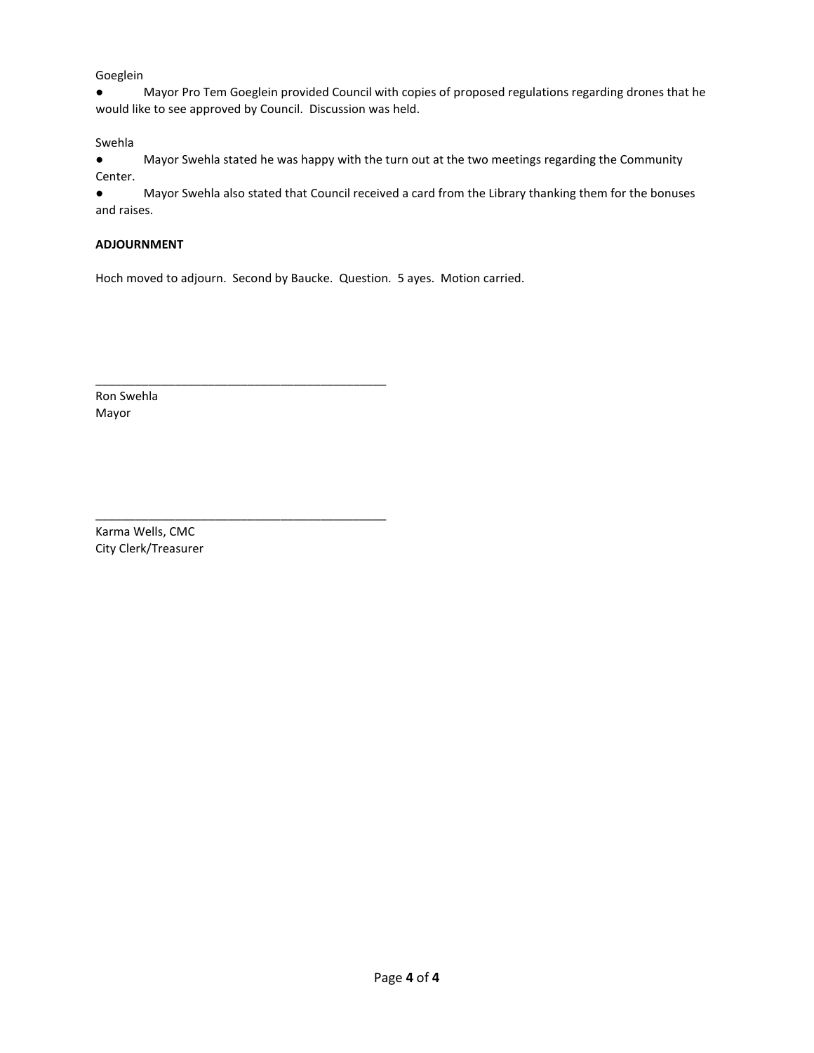Goeglein

- Mayor Pro Tem Goeglein provided Council with copies of proposed regulations regarding drones that he would like to see approved by Council. Discussion was held.

Swehla

- Mayor Swehla stated he was happy with the turn out at the two meetings regarding the Community Center.
- Mayor Swehla also stated that Council received a card from the Library thanking them for the bonuses and raises.

**ADJOURNMENT**

Hoch moved to adjourn. Second by Baucke. Question. 5 ayes. Motion carried.

_____________________________________________

Ron Swehla
Mayor

_____________________________________________

Karma Wells, CMC
City Clerk/Treasurer